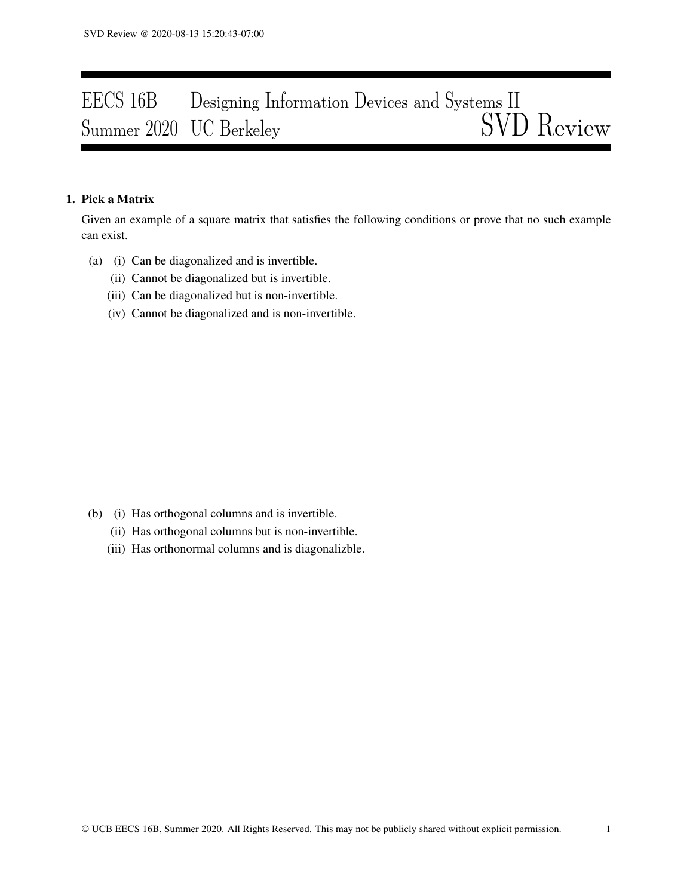# EECS 16B Designing Information Devices and Systems II
## Summer 2020 UC Berkeley — SVD Review

**1. Pick a Matrix**

Given an example of a square matrix that satisfies the following conditions or prove that no such example can exist.

(a) (i) Can be diagonalized and is invertible.

(ii) Cannot be diagonalized but is invertible.

(iii) Can be diagonalized but is non-invertible.

(iv) Cannot be diagonalized and is non-invertible.

(b) (i) Has orthogonal columns and is invertible.

(ii) Has orthogonal columns but is non-invertible.

(iii) Has orthonormal columns and is diagonalizble.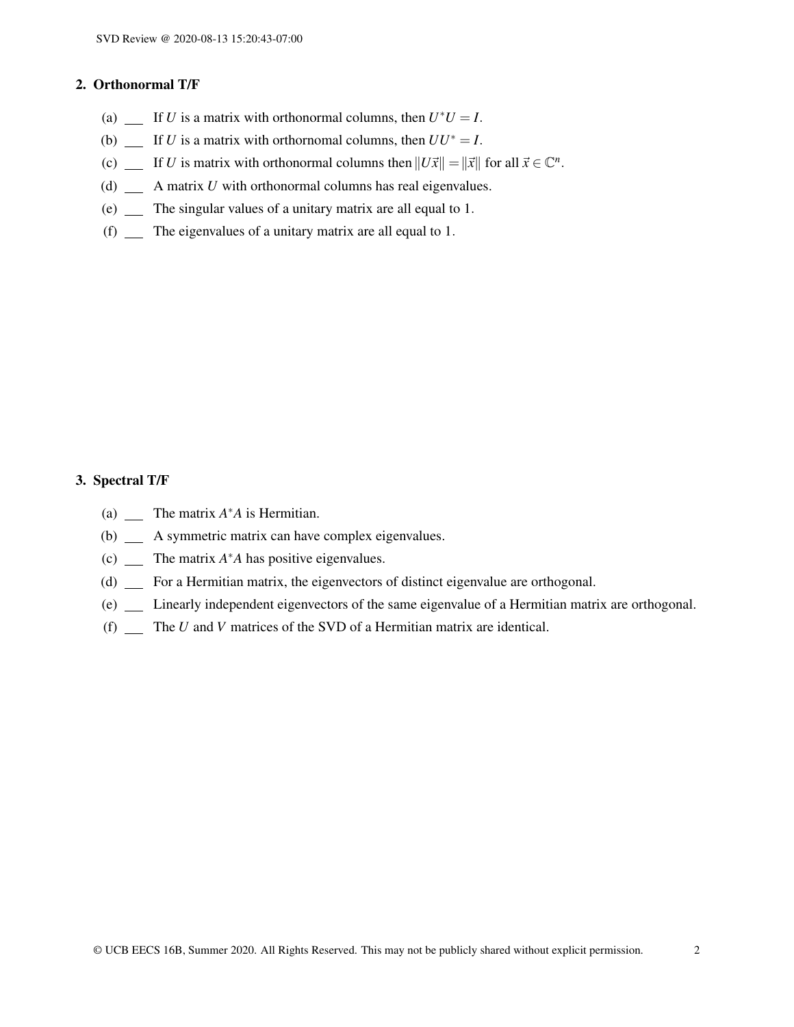## 2. Orthonormal T/F

(a) ___ If $U$ is a matrix with orthonormal columns, then $U^*U = I$.

(b) ___ If $U$ is a matrix with orthornomal columns, then $UU^* = I$.

(c) ___ If $U$ is matrix with orthonormal columns then $\|U\vec{x}\| = \|\vec{x}\|$ for all $\vec{x} \in \mathbb{C}^n$.

(d) ___ A matrix $U$ with orthonormal columns has real eigenvalues.

(e) ___ The singular values of a unitary matrix are all equal to 1.

(f) ___ The eigenvalues of a unitary matrix are all equal to 1.

## 3. Spectral T/F

(a) ___ The matrix $A^*A$ is Hermitian.

(b) ___ A symmetric matrix can have complex eigenvalues.

(c) ___ The matrix $A^*A$ has positive eigenvalues.

(d) ___ For a Hermitian matrix, the eigenvectors of distinct eigenvalue are orthogonal.

(e) ___ Linearly independent eigenvectors of the same eigenvalue of a Hermitian matrix are orthogonal.

(f) ___ The $U$ and $V$ matrices of the SVD of a Hermitian matrix are identical.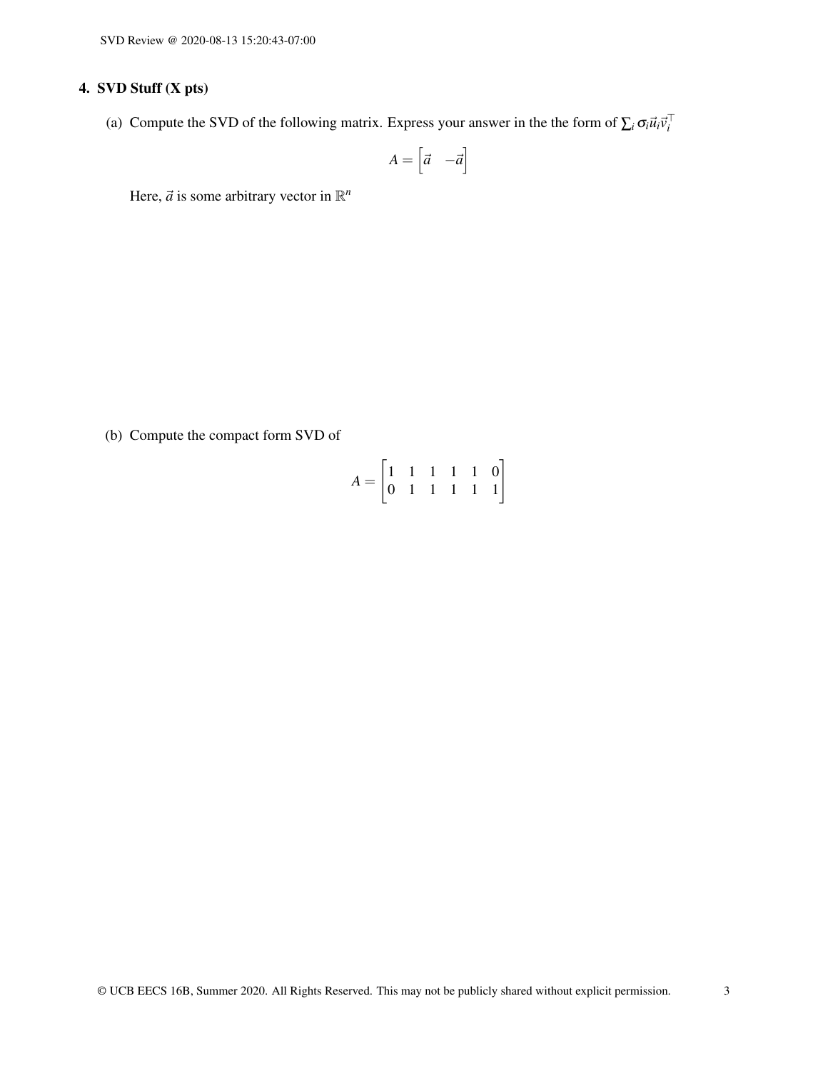## 4. SVD Stuff (X pts)

(a) Compute the SVD of the following matrix. Express your answer in the the form of $\sum_i \sigma_i \vec{u}_i \vec{v}_i^\top$

$$A = \begin{bmatrix} \vec{a} & -\vec{a} \end{bmatrix}$$

Here, $\vec{a}$ is some arbitrary vector in $\mathbb{R}^n$

(b) Compute the compact form SVD of

$$A = \begin{bmatrix} 1 & 1 & 1 & 1 & 1 & 0 \\ 0 & 1 & 1 & 1 & 1 & 1 \end{bmatrix}$$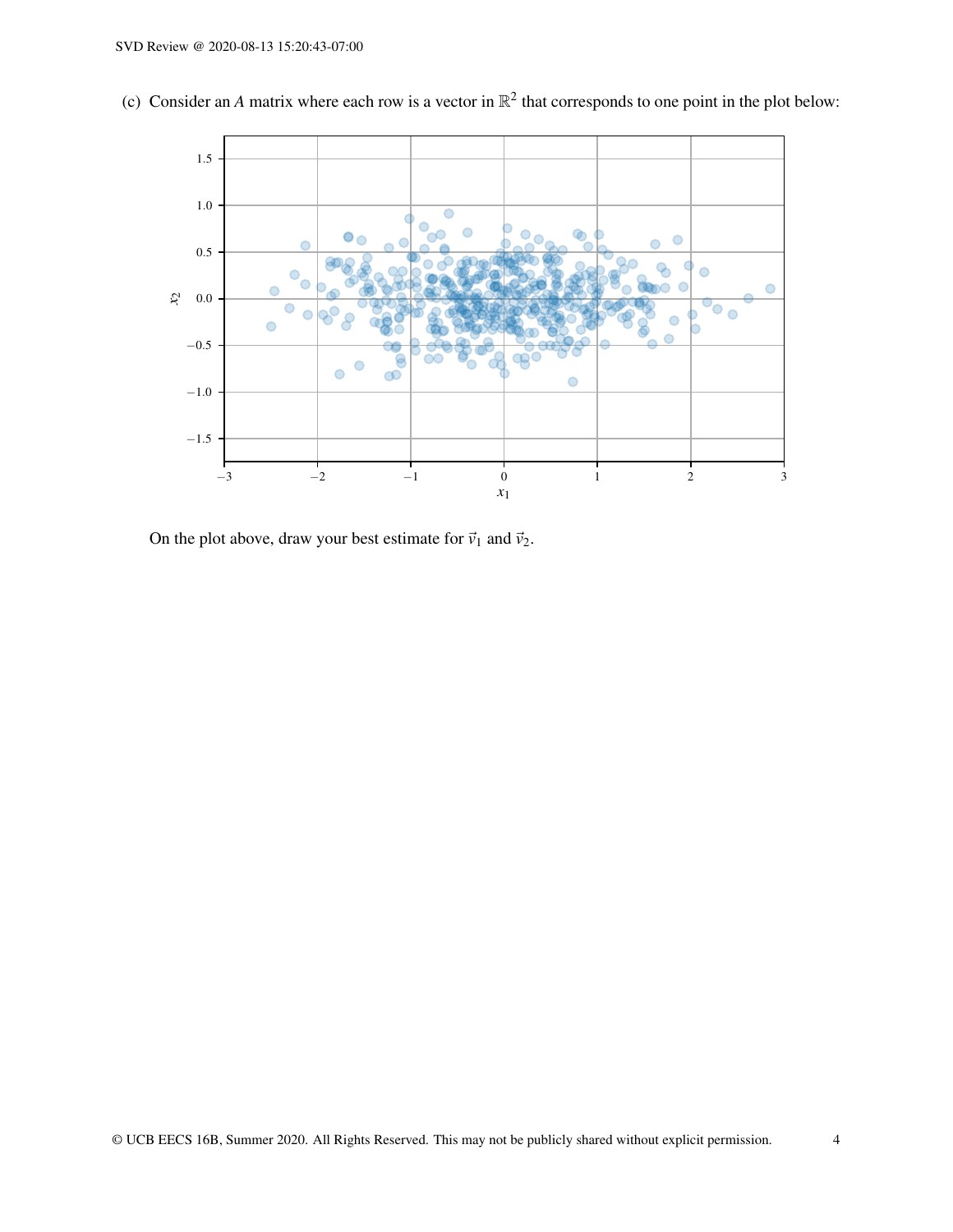(c) Consider an $A$ matrix where each row is a vector in $\mathbb{R}^2$ that corresponds to one point in the plot below:

On the plot above, draw your best estimate for $\vec{v}_1$ and $\vec{v}_2$.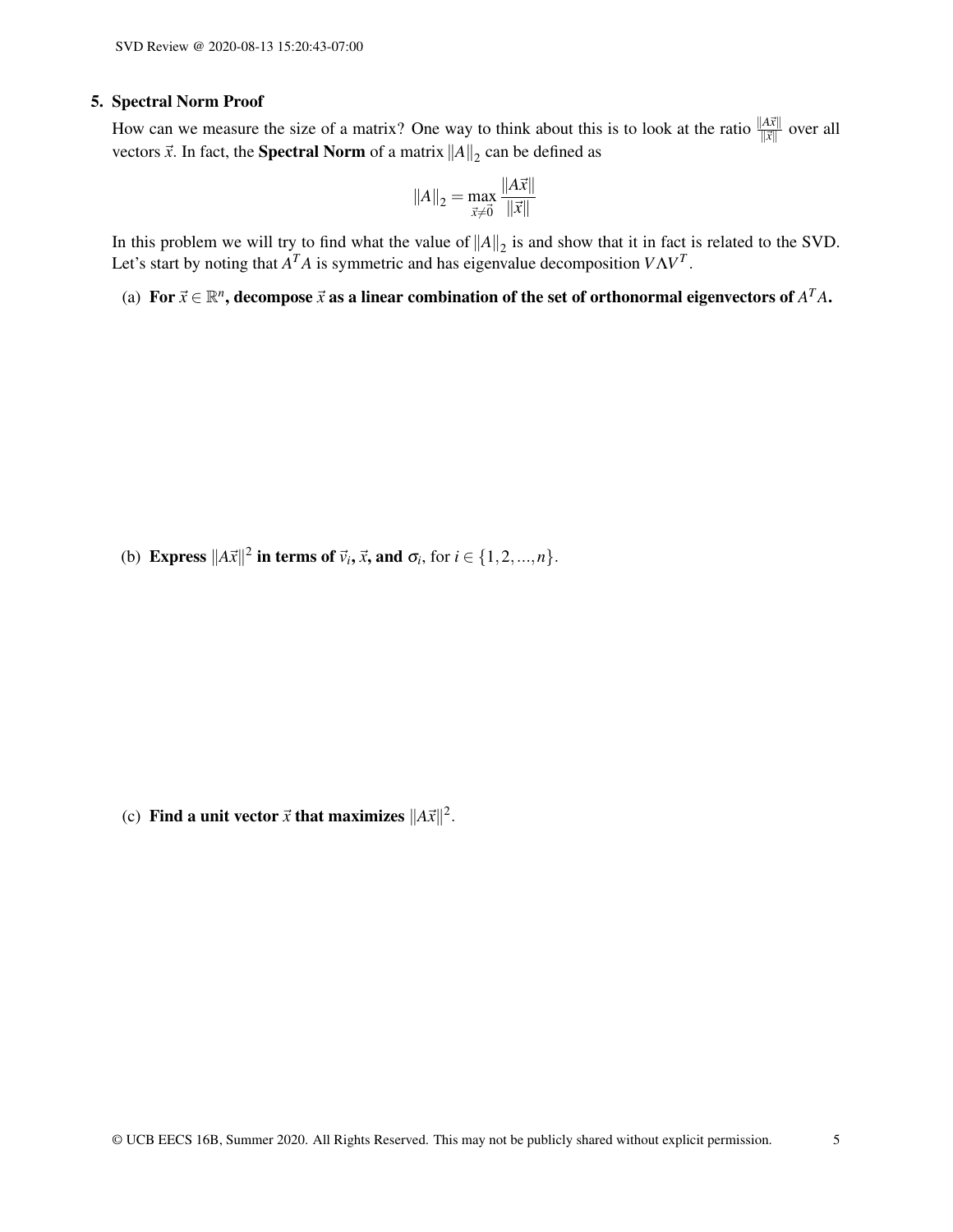## 5. Spectral Norm Proof

How can we measure the size of a matrix? One way to think about this is to look at the ratio $\frac{\|A\vec{x}\|}{\|\vec{x}\|}$ over all vectors $\vec{x}$. In fact, the **Spectral Norm** of a matrix $\|A\|_2$ can be defined as

$$\|A\|_2 = \max_{\vec{x} \neq \vec{0}} \frac{\|A\vec{x}\|}{\|\vec{x}\|}$$

In this problem we will try to find what the value of $\|A\|_2$ is and show that it in fact is related to the SVD. Let's start by noting that $A^T A$ is symmetric and has eigenvalue decomposition $V \Lambda V^T$.

(a) **For $\vec{x} \in \mathbb{R}^n$, decompose $\vec{x}$ as a linear combination of the set of orthonormal eigenvectors of $A^T A$.**

(b) **Express $\|A\vec{x}\|^2$ in terms of $\vec{v}_i$, $\vec{x}$, and $\sigma_i$,** for $i \in \{1, 2, ..., n\}$.

(c) **Find a unit vector $\vec{x}$ that maximizes** $\|A\vec{x}\|^2$.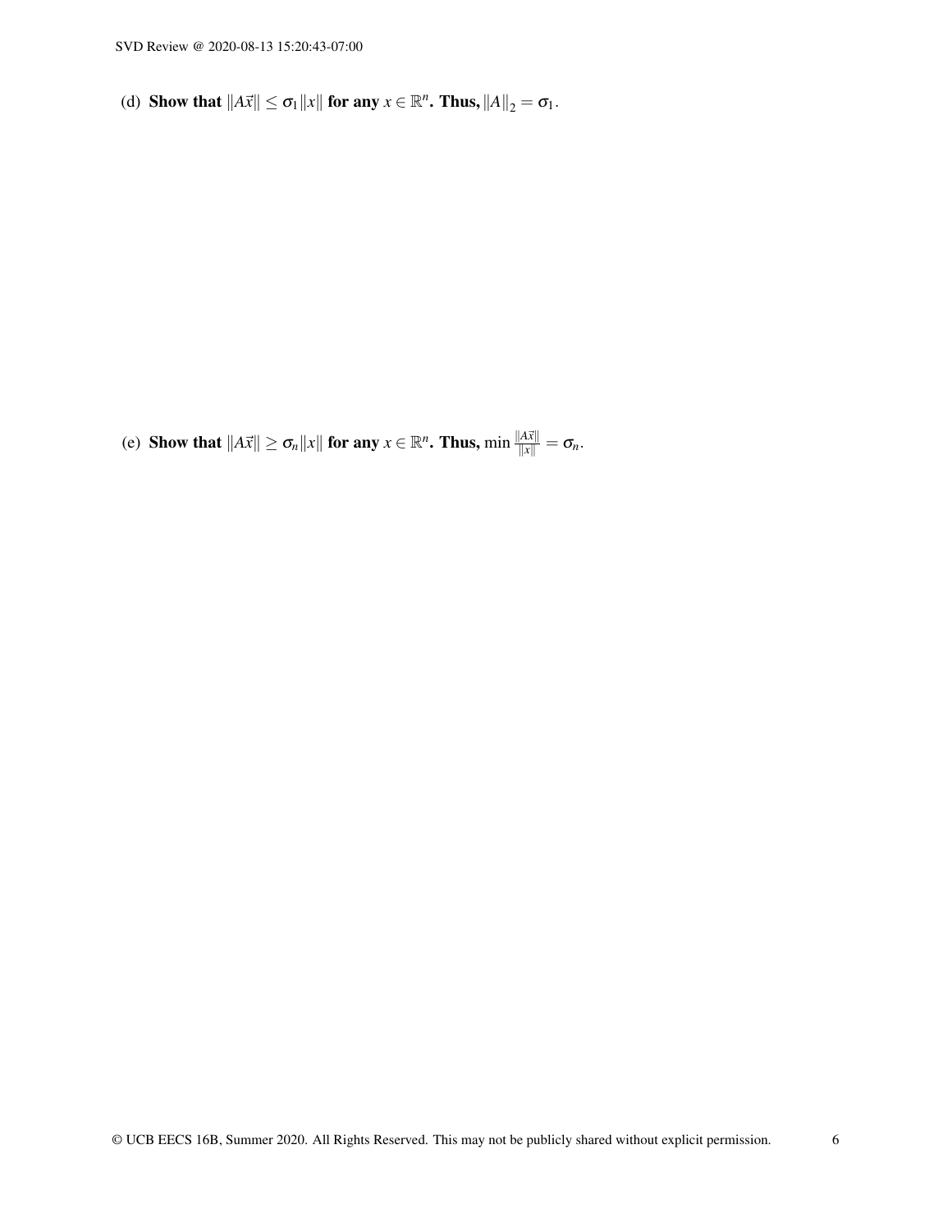(d) **Show that $\|A\vec{x}\| \leq \sigma_1 \|x\|$ for any $x \in \mathbb{R}^n$. Thus, $\|A\|_2 = \sigma_1$.**

(e) **Show that $\|A\vec{x}\| \geq \sigma_n \|x\|$ for any $x \in \mathbb{R}^n$. Thus, $\min \frac{\|A\vec{x}\|}{\|x\|} = \sigma_n$.**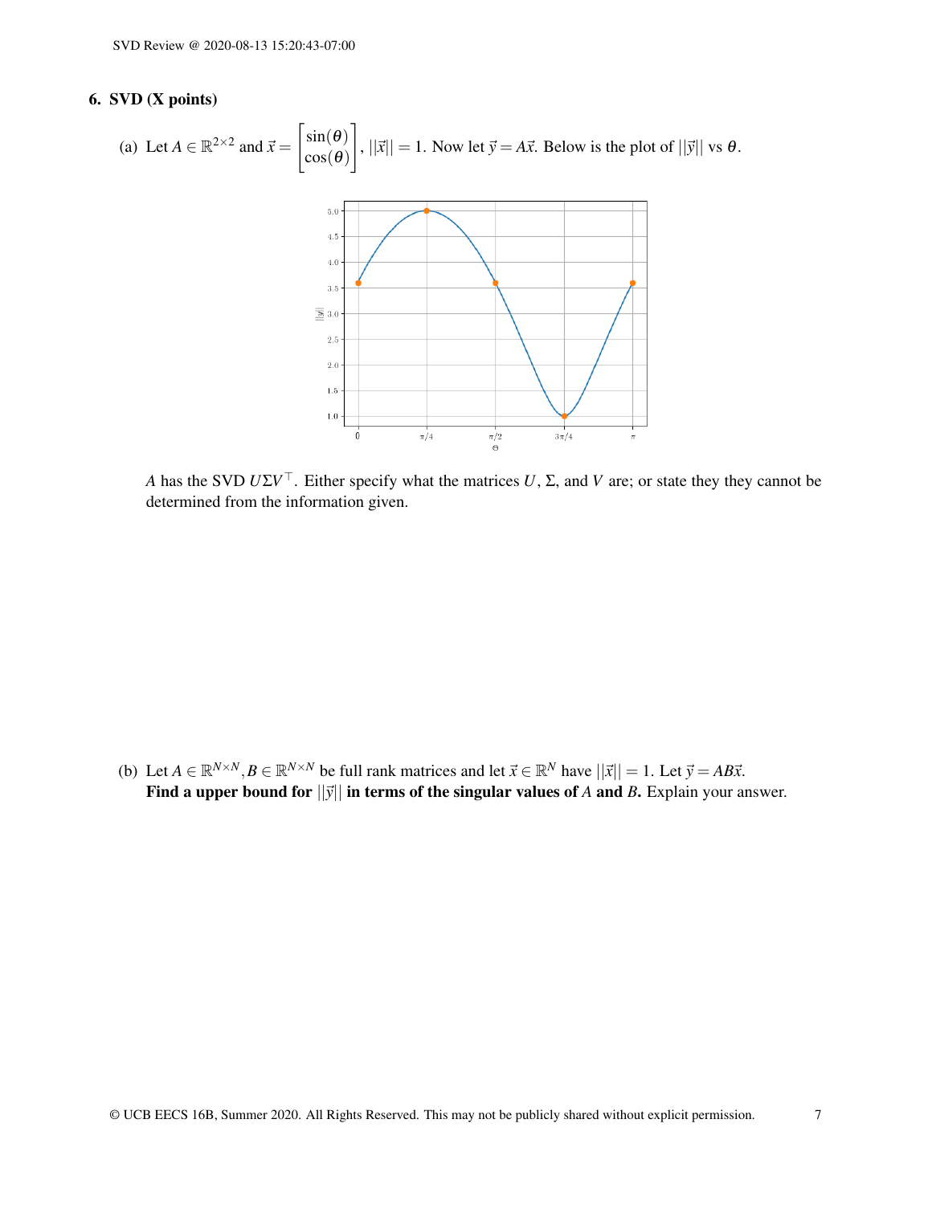## 6. SVD (X points)

(a) Let $A \in \mathbb{R}^{2\times 2}$ and $\vec{x} = \begin{bmatrix} \sin(\theta) \\ \cos(\theta) \end{bmatrix}$, $||\vec{x}|| = 1$. Now let $\vec{y} = A\vec{x}$. Below is the plot of $||\vec{y}||$ vs $\theta$.

$A$ has the SVD $U\Sigma V^\top$. Either specify what the matrices $U$, $\Sigma$, and $V$ are; or state they they cannot be determined from the information given.

(b) Let $A \in \mathbb{R}^{N\times N}, B \in \mathbb{R}^{N\times N}$ be full rank matrices and let $\vec{x} \in \mathbb{R}^N$ have $||\vec{x}|| = 1$. Let $\vec{y} = AB\vec{x}$. **Find a upper bound for $||\vec{y}||$ in terms of the singular values of $A$ and $B$.** Explain your answer.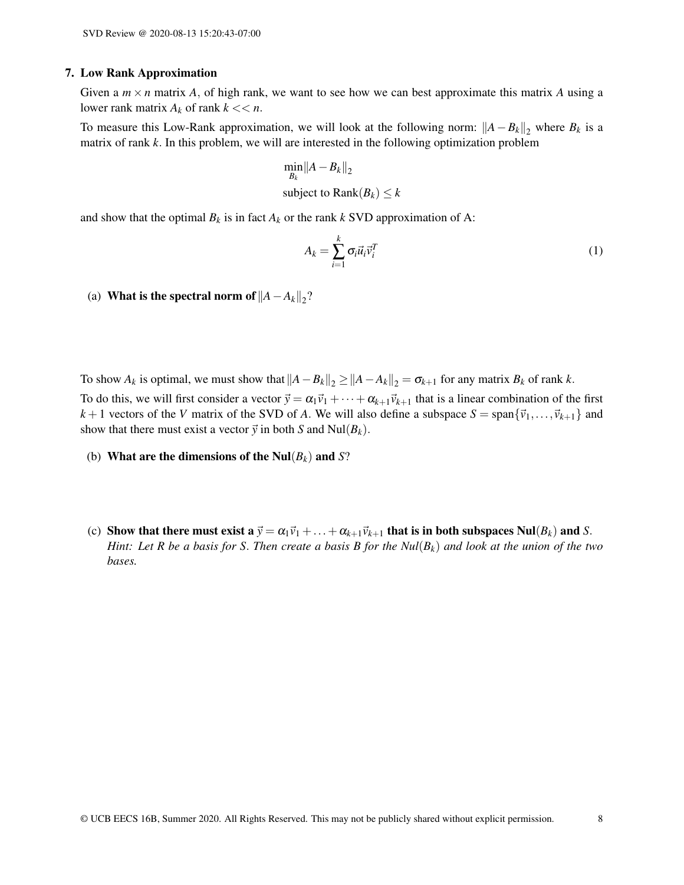**7. Low Rank Approximation**

Given a $m \times n$ matrix $A$, of high rank, we want to see how we can best approximate this matrix $A$ using a lower rank matrix $A_k$ of rank $k << n$.

To measure this Low-Rank approximation, we will look at the following norm: $\|A - B_k\|_2$ where $B_k$ is a matrix of rank $k$. In this problem, we will are interested in the following optimization problem

$$\min_{B_k} \|A - B_k\|_2$$

$$\text{subject to } \text{Rank}(B_k) \leq k$$

and show that the optimal $B_k$ is in fact $A_k$ or the rank $k$ SVD approximation of A:

$$A_k = \sum_{i=1}^{k} \sigma_i \vec{u}_i \vec{v}_i^T \tag{1}$$

(a) **What is the spectral norm of $\|A - A_k\|_2$?**

To show $A_k$ is optimal, we must show that $\|A - B_k\|_2 \geq \|A - A_k\|_2 = \sigma_{k+1}$ for any matrix $B_k$ of rank $k$.

To do this, we will first consider a vector $\vec{y} = \alpha_1 \vec{v}_1 + \cdots + \alpha_{k+1} \vec{v}_{k+1}$ that is a linear combination of the first $k+1$ vectors of the $V$ matrix of the SVD of $A$. We will also define a subspace $S = \text{span}\{\vec{v}_1, \ldots, \vec{v}_{k+1}\}$ and show that there must exist a vector $\vec{y}$ in both $S$ and $\text{Nul}(B_k)$.

(b) **What are the dimensions of the Nul$(B_k)$ and $S$?**

(c) **Show that there must exist a $\vec{y} = \alpha_1 \vec{v}_1 + \ldots + \alpha_{k+1} \vec{v}_{k+1}$ that is in both subspaces Nul$(B_k)$ and $S$.** *Hint: Let $R$ be a basis for $S$. Then create a basis $B$ for the Nul$(B_k)$ and look at the union of the two bases.*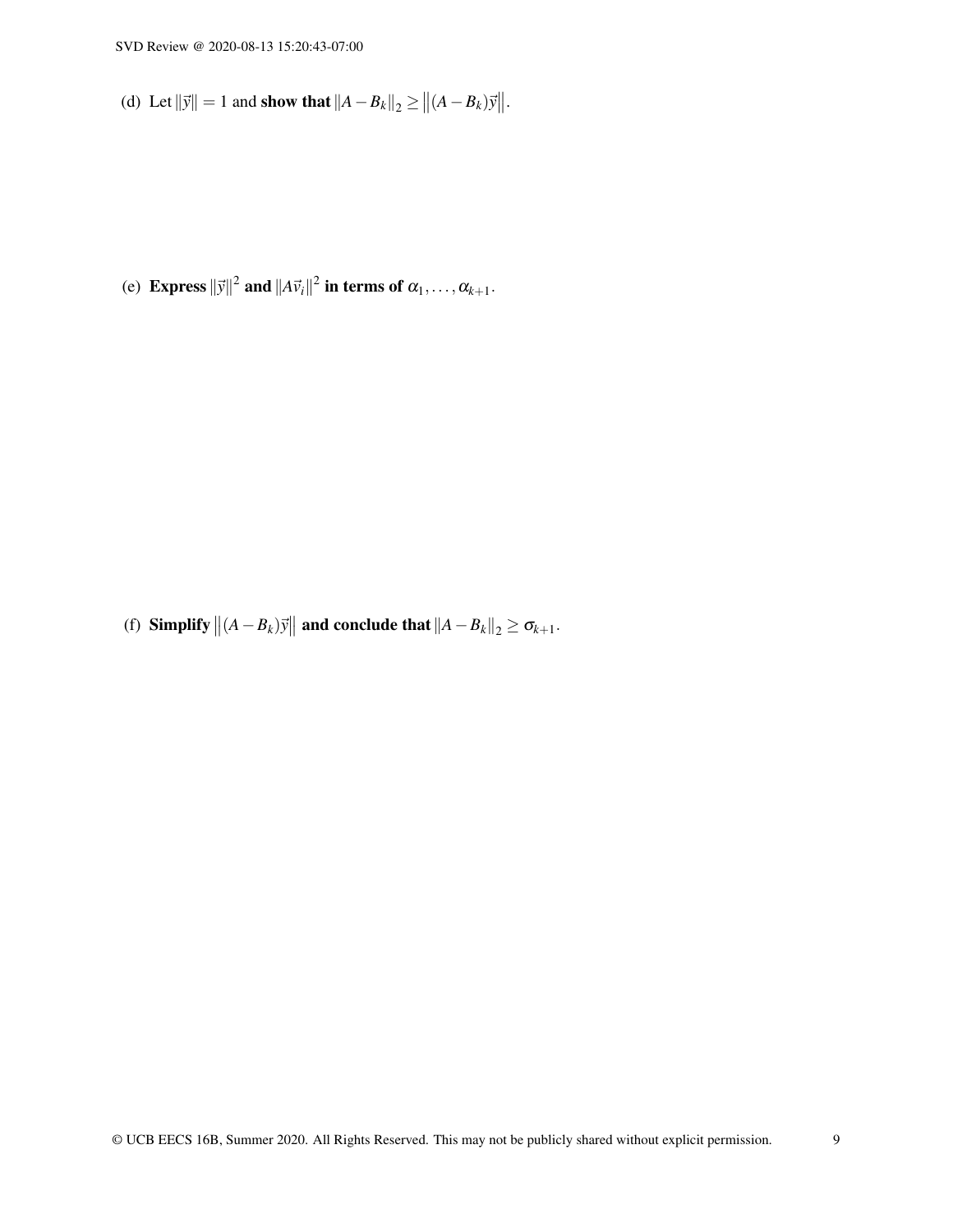(d) Let $\|\vec{y}\| = 1$ and **show that** $\|A - B_k\|_2 \geq \left\|(A - B_k)\vec{y}\right\|$.

(e) **Express** $\|\vec{y}\|^2$ **and** $\|A\vec{v}_i\|^2$ **in terms of** $\alpha_1, \ldots, \alpha_{k+1}$.

(f) **Simplify** $\left\|(A - B_k)\vec{y}\right\|$ **and conclude that** $\|A - B_k\|_2 \geq \sigma_{k+1}$.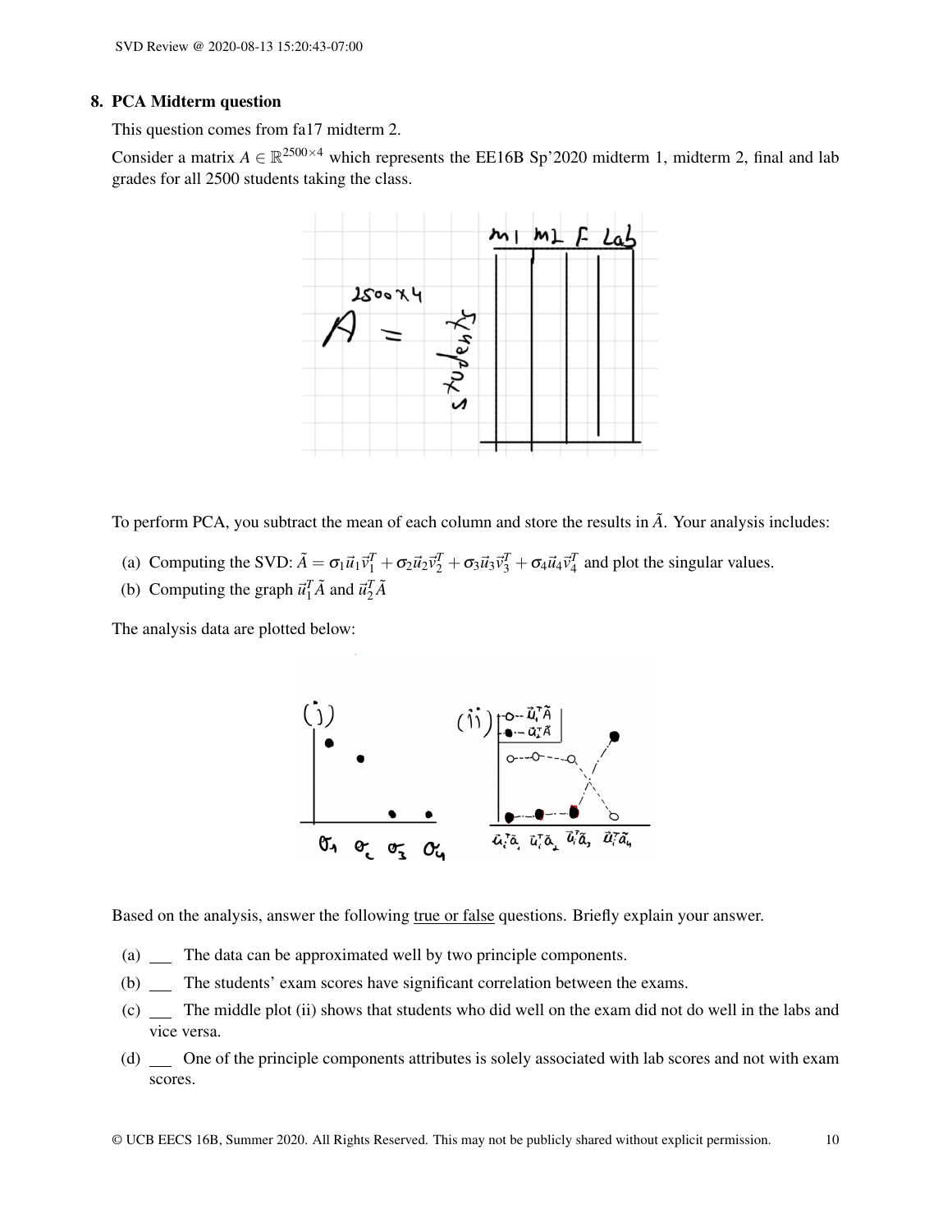## 8. PCA Midterm question

This question comes from fa17 midterm 2.

Consider a matrix $A \in \mathbb{R}^{2500\times4}$ which represents the EE16B Sp'2020 midterm 1, midterm 2, final and lab grades for all 2500 students taking the class.

To perform PCA, you subtract the mean of each column and store the results in $\tilde{A}$. Your analysis includes:

(a) Computing the SVD: $\tilde{A} = \sigma_1\vec{u}_1\vec{v}_1^T + \sigma_2\vec{u}_2\vec{v}_2^T + \sigma_3\vec{u}_3\vec{v}_3^T + \sigma_4\vec{u}_4\vec{v}_4^T$ and plot the singular values.

(b) Computing the graph $\vec{u}_1^T\tilde{A}$ and $\vec{u}_2^T\tilde{A}$

The analysis data are plotted below:

Based on the analysis, answer the following true or false questions. Briefly explain your answer.

(a) ___ The data can be approximated well by two principle components.

(b) ___ The students' exam scores have significant correlation between the exams.

(c) ___ The middle plot (ii) shows that students who did well on the exam did not do well in the labs and vice versa.

(d) ___ One of the principle components attributes is solely associated with lab scores and not with exam scores.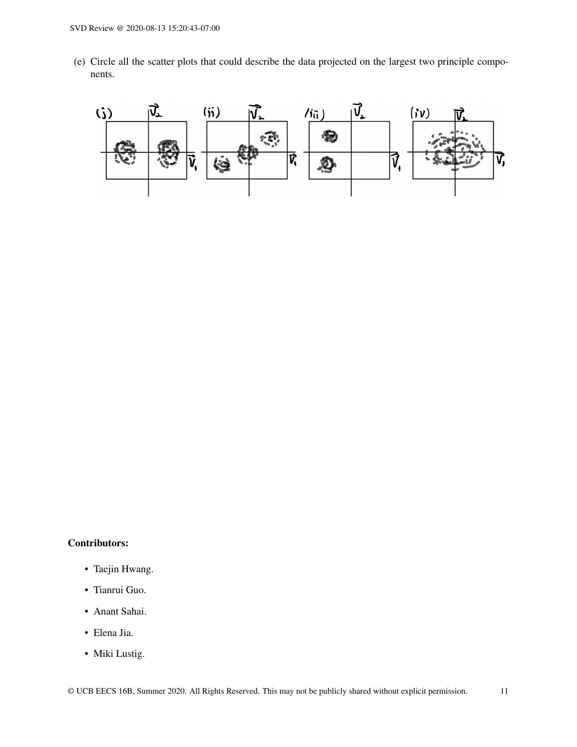(e) Circle all the scatter plots that could describe the data projected on the largest two principle components.

(i) $\vec{V}_2$ $\vec{V}_1$

(ii) $\vec{V}_2$ $\vec{V}_1$

(iii) $\vec{V}_2$ $\vec{V}_1$

(iv) $\vec{V}_2$ $\vec{V}_1$

**Contributors:**

- Taejin Hwang.
- Tianrui Guo.
- Anant Sahai.
- Elena Jia.
- Miki Lustig.